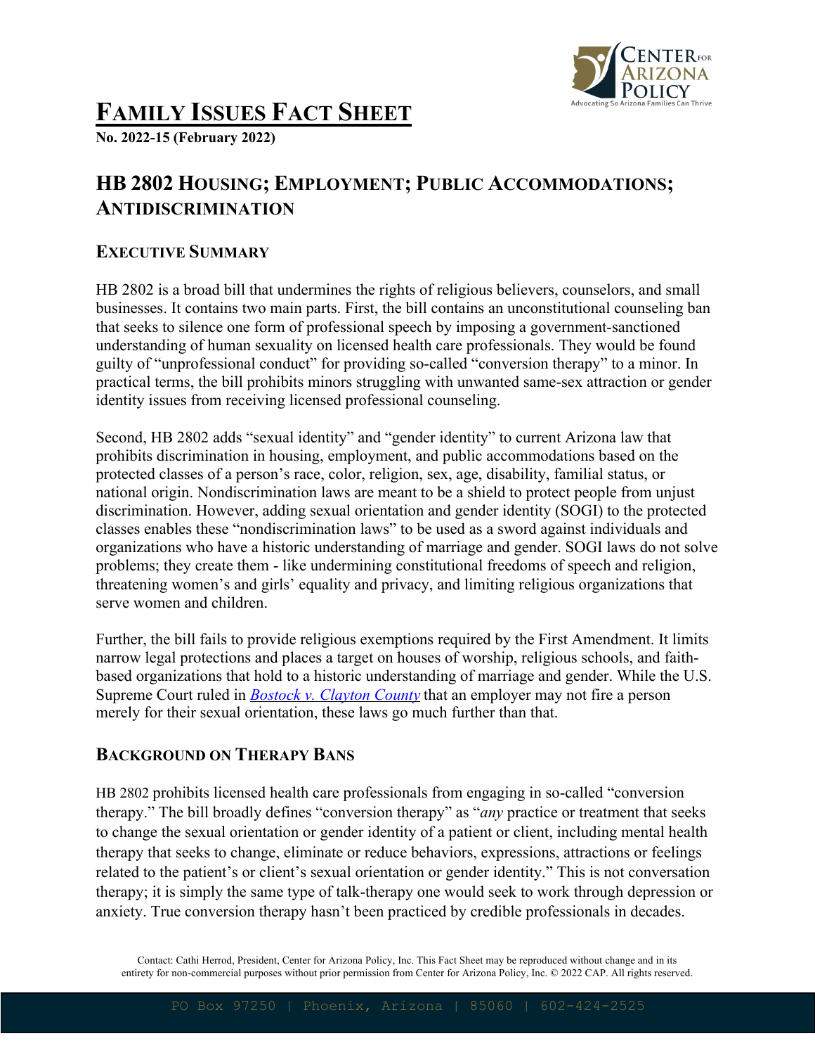# FAMILY ISSUES FACT SHEET

**No. 2022-15 (February 2022)**

## HB 2802 HOUSING; EMPLOYMENT; PUBLIC ACCOMMODATIONS; ANTIDISCRIMINATION

### EXECUTIVE SUMMARY

HB 2802 is a broad bill that undermines the rights of religious believers, counselors, and small businesses. It contains two main parts. First, the bill contains an unconstitutional counseling ban that seeks to silence one form of professional speech by imposing a government-sanctioned understanding of human sexuality on licensed health care professionals. They would be found guilty of "unprofessional conduct" for providing so-called "conversion therapy" to a minor. In practical terms, the bill prohibits minors struggling with unwanted same-sex attraction or gender identity issues from receiving licensed professional counseling.

Second, HB 2802 adds "sexual identity" and "gender identity" to current Arizona law that prohibits discrimination in housing, employment, and public accommodations based on the protected classes of a person's race, color, religion, sex, age, disability, familial status, or national origin. Nondiscrimination laws are meant to be a shield to protect people from unjust discrimination. However, adding sexual orientation and gender identity (SOGI) to the protected classes enables these "nondiscrimination laws" to be used as a sword against individuals and organizations who have a historic understanding of marriage and gender. SOGI laws do not solve problems; they create them - like undermining constitutional freedoms of speech and religion, threatening women's and girls' equality and privacy, and limiting religious organizations that serve women and children.

Further, the bill fails to provide religious exemptions required by the First Amendment. It limits narrow legal protections and places a target on houses of worship, religious schools, and faith-based organizations that hold to a historic understanding of marriage and gender. While the U.S. Supreme Court ruled in *Bostock v. Clayton County* that an employer may not fire a person merely for their sexual orientation, these laws go much further than that.

### BACKGROUND ON THERAPY BANS

HB 2802 prohibits licensed health care professionals from engaging in so-called "conversion therapy." The bill broadly defines "conversion therapy" as "*any* practice or treatment that seeks to change the sexual orientation or gender identity of a patient or client, including mental health therapy that seeks to change, eliminate or reduce behaviors, expressions, attractions or feelings related to the patient's or client's sexual orientation or gender identity." This is not conversation therapy; it is simply the same type of talk-therapy one would seek to work through depression or anxiety. True conversion therapy hasn't been practiced by credible professionals in decades.

Contact: Cathi Herrod, President, Center for Arizona Policy, Inc. This Fact Sheet may be reproduced without change and in its entirety for non-commercial purposes without prior permission from Center for Arizona Policy, Inc. © 2022 CAP. All rights reserved.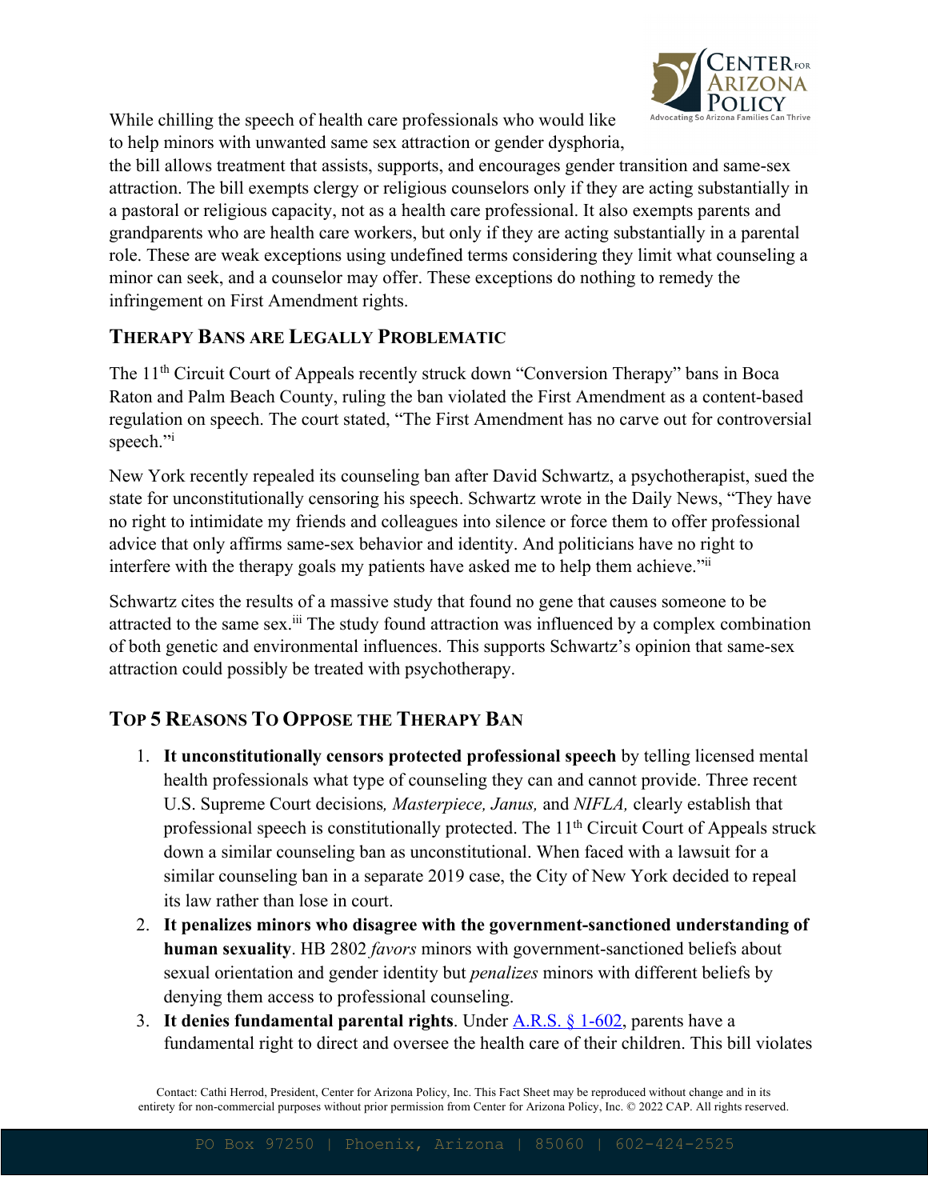While chilling the speech of health care professionals who would like to help minors with unwanted same sex attraction or gender dysphoria, the bill allows treatment that assists, supports, and encourages gender transition and same-sex attraction. The bill exempts clergy or religious counselors only if they are acting substantially in a pastoral or religious capacity, not as a health care professional. It also exempts parents and grandparents who are health care workers, but only if they are acting substantially in a parental role. These are weak exceptions using undefined terms considering they limit what counseling a minor can seek, and a counselor may offer. These exceptions do nothing to remedy the infringement on First Amendment rights.

## Therapy Bans are Legally Problematic

The 11th Circuit Court of Appeals recently struck down "Conversion Therapy" bans in Boca Raton and Palm Beach County, ruling the ban violated the First Amendment as a content-based regulation on speech. The court stated, "The First Amendment has no carve out for controversial speech."[i]

New York recently repealed its counseling ban after David Schwartz, a psychotherapist, sued the state for unconstitutionally censoring his speech. Schwartz wrote in the Daily News, "They have no right to intimidate my friends and colleagues into silence or force them to offer professional advice that only affirms same-sex behavior and identity. And politicians have no right to interfere with the therapy goals my patients have asked me to help them achieve."[ii]

Schwartz cites the results of a massive study that found no gene that causes someone to be attracted to the same sex.[iii] The study found attraction was influenced by a complex combination of both genetic and environmental influences. This supports Schwartz's opinion that same-sex attraction could possibly be treated with psychotherapy.

## Top 5 Reasons To Oppose the Therapy Ban

1. **It unconstitutionally censors protected professional speech** by telling licensed mental health professionals what type of counseling they can and cannot provide. Three recent U.S. Supreme Court decisions*, Masterpiece, Janus,* and *NIFLA,* clearly establish that professional speech is constitutionally protected. The 11th Circuit Court of Appeals struck down a similar counseling ban as unconstitutional. When faced with a lawsuit for a similar counseling ban in a separate 2019 case, the City of New York decided to repeal its law rather than lose in court.
2. **It penalizes minors who disagree with the government-sanctioned understanding of human sexuality**. HB 2802 *favors* minors with government-sanctioned beliefs about sexual orientation and gender identity but *penalizes* minors with different beliefs by denying them access to professional counseling.
3. **It denies fundamental parental rights**. Under A.R.S. § 1-602, parents have a fundamental right to direct and oversee the health care of their children. This bill violates

Contact: Cathi Herrod, President, Center for Arizona Policy, Inc. This Fact Sheet may be reproduced without change and in its entirety for non-commercial purposes without prior permission from Center for Arizona Policy, Inc. © 2022 CAP. All rights reserved.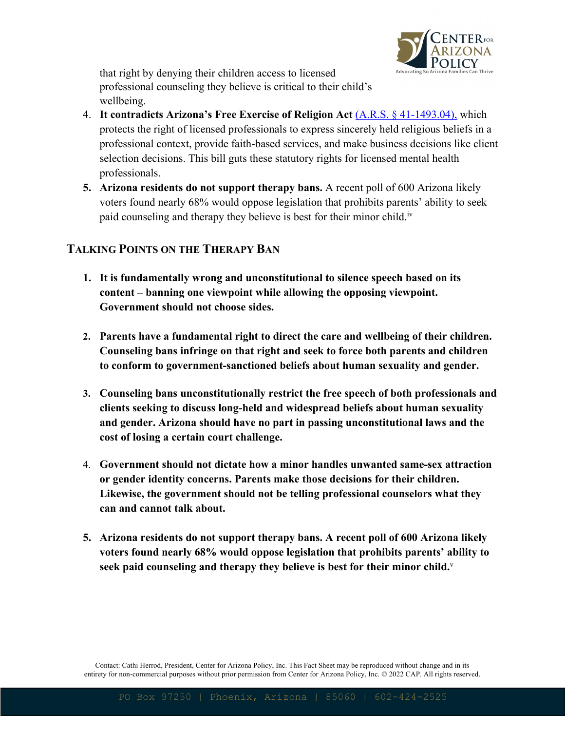that right by denying their children access to licensed professional counseling they believe is critical to their child's wellbeing.

4. **It contradicts Arizona's Free Exercise of Religion Act** [(A.R.S. § 41-1493.04),] which protects the right of licensed professionals to express sincerely held religious beliefs in a professional context, provide faith-based services, and make business decisions like client selection decisions. This bill guts these statutory rights for licensed mental health professionals.
5. **Arizona residents do not support therapy bans.** A recent poll of 600 Arizona likely voters found nearly 68% would oppose legislation that prohibits parents' ability to seek paid counseling and therapy they believe is best for their minor child.[iv]

## Talking Points on the Therapy Ban

1. **It is fundamentally wrong and unconstitutional to silence speech based on its content – banning one viewpoint while allowing the opposing viewpoint. Government should not choose sides.**

2. **Parents have a fundamental right to direct the care and wellbeing of their children. Counseling bans infringe on that right and seek to force both parents and children to conform to government-sanctioned beliefs about human sexuality and gender.**

3. **Counseling bans unconstitutionally restrict the free speech of both professionals and clients seeking to discuss long-held and widespread beliefs about human sexuality and gender. Arizona should have no part in passing unconstitutional laws and the cost of losing a certain court challenge.**

4. **Government should not dictate how a minor handles unwanted same-sex attraction or gender identity concerns. Parents make those decisions for their children. Likewise, the government should not be telling professional counselors what they can and cannot talk about.**

5. **Arizona residents do not support therapy bans. A recent poll of 600 Arizona likely voters found nearly 68% would oppose legislation that prohibits parents' ability to seek paid counseling and therapy they believe is best for their minor child.**[v]

Contact: Cathi Herrod, President, Center for Arizona Policy, Inc. This Fact Sheet may be reproduced without change and in its entirety for non-commercial purposes without prior permission from Center for Arizona Policy, Inc. © 2022 CAP. All rights reserved.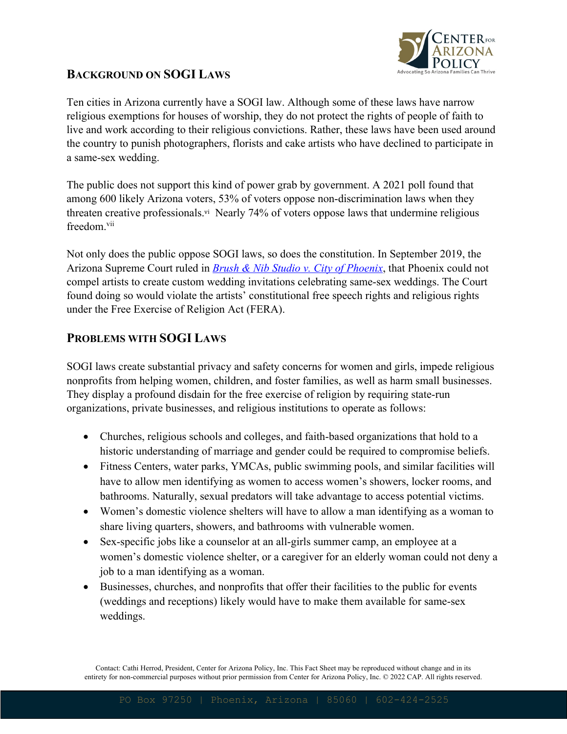## Background on SOGI Laws

Ten cities in Arizona currently have a SOGI law. Although some of these laws have narrow religious exemptions for houses of worship, they do not protect the rights of people of faith to live and work according to their religious convictions. Rather, these laws have been used around the country to punish photographers, florists and cake artists who have declined to participate in a same-sex wedding.

The public does not support this kind of power grab by government. A 2021 poll found that among 600 likely Arizona voters, 53% of voters oppose non-discrimination laws when they threaten creative professionals.[vi] Nearly 74% of voters oppose laws that undermine religious freedom.[vii]

Not only does the public oppose SOGI laws, so does the constitution. In September 2019, the Arizona Supreme Court ruled in *Brush & Nib Studio v. City of Phoenix*, that Phoenix could not compel artists to create custom wedding invitations celebrating same-sex weddings. The Court found doing so would violate the artists' constitutional free speech rights and religious rights under the Free Exercise of Religion Act (FERA).

## Problems with SOGI Laws

SOGI laws create substantial privacy and safety concerns for women and girls, impede religious nonprofits from helping women, children, and foster families, as well as harm small businesses. They display a profound disdain for the free exercise of religion by requiring state-run organizations, private businesses, and religious institutions to operate as follows:

- Churches, religious schools and colleges, and faith-based organizations that hold to a historic understanding of marriage and gender could be required to compromise beliefs.
- Fitness Centers, water parks, YMCAs, public swimming pools, and similar facilities will have to allow men identifying as women to access women's showers, locker rooms, and bathrooms. Naturally, sexual predators will take advantage to access potential victims.
- Women's domestic violence shelters will have to allow a man identifying as a woman to share living quarters, showers, and bathrooms with vulnerable women.
- Sex-specific jobs like a counselor at an all-girls summer camp, an employee at a women's domestic violence shelter, or a caregiver for an elderly woman could not deny a job to a man identifying as a woman.
- Businesses, churches, and nonprofits that offer their facilities to the public for events (weddings and receptions) likely would have to make them available for same-sex weddings.

Contact: Cathi Herrod, President, Center for Arizona Policy, Inc. This Fact Sheet may be reproduced without change and in its entirety for non-commercial purposes without prior permission from Center for Arizona Policy, Inc. © 2022 CAP. All rights reserved.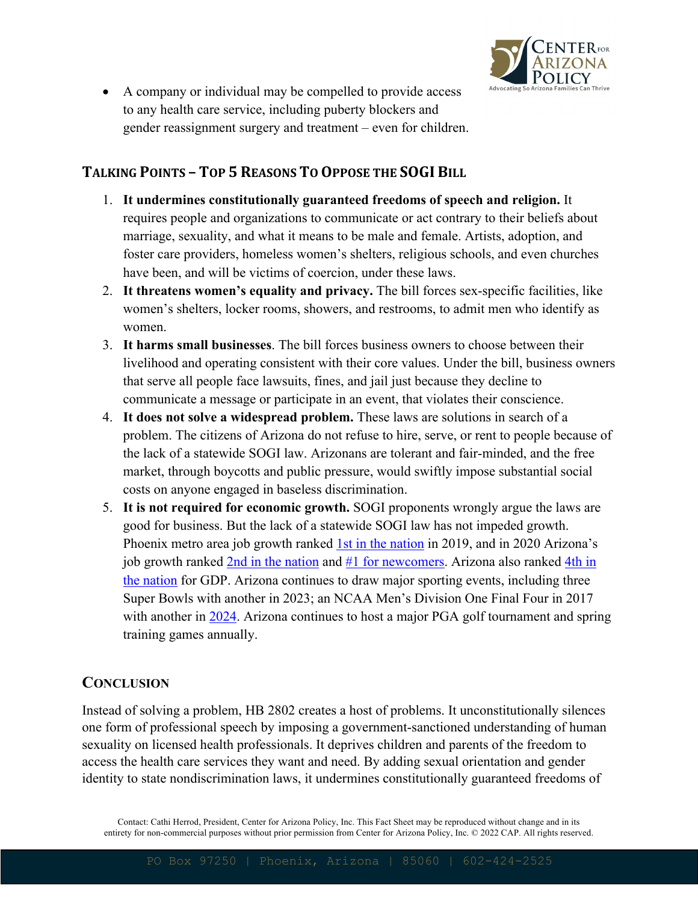- A company or individual may be compelled to provide access to any health care service, including puberty blockers and gender reassignment surgery and treatment – even for children.

## Talking Points – Top 5 Reasons To Oppose the SOGI Bill

1. **It undermines constitutionally guaranteed freedoms of speech and religion.** It requires people and organizations to communicate or act contrary to their beliefs about marriage, sexuality, and what it means to be male and female. Artists, adoption, and foster care providers, homeless women's shelters, religious schools, and even churches have been, and will be victims of coercion, under these laws.
2. **It threatens women's equality and privacy.** The bill forces sex-specific facilities, like women's shelters, locker rooms, showers, and restrooms, to admit men who identify as women.
3. **It harms small businesses**. The bill forces business owners to choose between their livelihood and operating consistent with their core values. Under the bill, business owners that serve all people face lawsuits, fines, and jail just because they decline to communicate a message or participate in an event, that violates their conscience.
4. **It does not solve a widespread problem.** These laws are solutions in search of a problem. The citizens of Arizona do not refuse to hire, serve, or rent to people because of the lack of a statewide SOGI law. Arizonans are tolerant and fair-minded, and the free market, through boycotts and public pressure, would swiftly impose substantial social costs on anyone engaged in baseless discrimination.
5. **It is not required for economic growth.** SOGI proponents wrongly argue the laws are good for business. But the lack of a statewide SOGI law has not impeded growth. Phoenix metro area job growth ranked 1st in the nation in 2019, and in 2020 Arizona's job growth ranked 2nd in the nation and #1 for newcomers. Arizona also ranked 4th in the nation for GDP. Arizona continues to draw major sporting events, including three Super Bowls with another in 2023; an NCAA Men's Division One Final Four in 2017 with another in 2024. Arizona continues to host a major PGA golf tournament and spring training games annually.

## Conclusion

Instead of solving a problem, HB 2802 creates a host of problems. It unconstitutionally silences one form of professional speech by imposing a government-sanctioned understanding of human sexuality on licensed health professionals. It deprives children and parents of the freedom to access the health care services they want and need. By adding sexual orientation and gender identity to state nondiscrimination laws, it undermines constitutionally guaranteed freedoms of

Contact: Cathi Herrod, President, Center for Arizona Policy, Inc. This Fact Sheet may be reproduced without change and in its entirety for non-commercial purposes without prior permission from Center for Arizona Policy, Inc. © 2022 CAP. All rights reserved.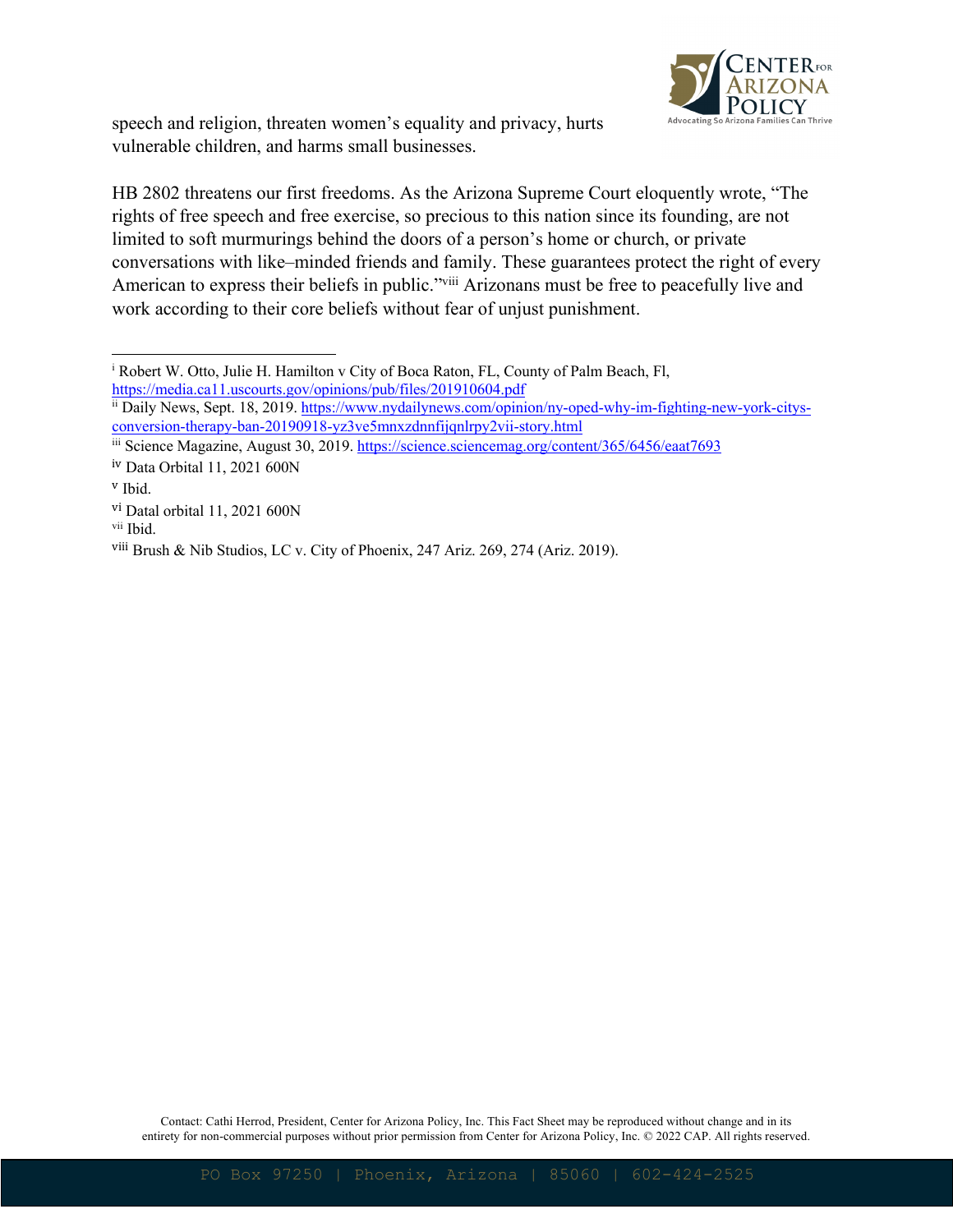speech and religion, threaten women's equality and privacy, hurts vulnerable children, and harms small businesses.

HB 2802 threatens our first freedoms. As the Arizona Supreme Court eloquently wrote, "The rights of free speech and free exercise, so precious to this nation since its founding, are not limited to soft murmurings behind the doors of a person's home or church, or private conversations with like–minded friends and family. These guarantees protect the right of every American to express their beliefs in public."[viii] Arizonans must be free to peacefully live and work according to their core beliefs without fear of unjust punishment.

---

[i] Robert W. Otto, Julie H. Hamilton v City of Boca Raton, FL, County of Palm Beach, Fl, https://media.ca11.uscourts.gov/opinions/pub/files/201910604.pdf

[ii] Daily News, Sept. 18, 2019. https://www.nydailynews.com/opinion/ny-oped-why-im-fighting-new-york-citys-conversion-therapy-ban-20190918-yz3ve5mnxzdnnfijqnlrpy2vii-story.html

[iii] Science Magazine, August 30, 2019. https://science.sciencemag.org/content/365/6456/eaat7693

[iv] Data Orbital 11, 2021 600N

[v] Ibid.

[vi] Datal orbital 11, 2021 600N

[vii] Ibid.

[viii] Brush & Nib Studios, LC v. City of Phoenix, 247 Ariz. 269, 274 (Ariz. 2019).

Contact: Cathi Herrod, President, Center for Arizona Policy, Inc. This Fact Sheet may be reproduced without change and in its entirety for non-commercial purposes without prior permission from Center for Arizona Policy, Inc. © 2022 CAP. All rights reserved.